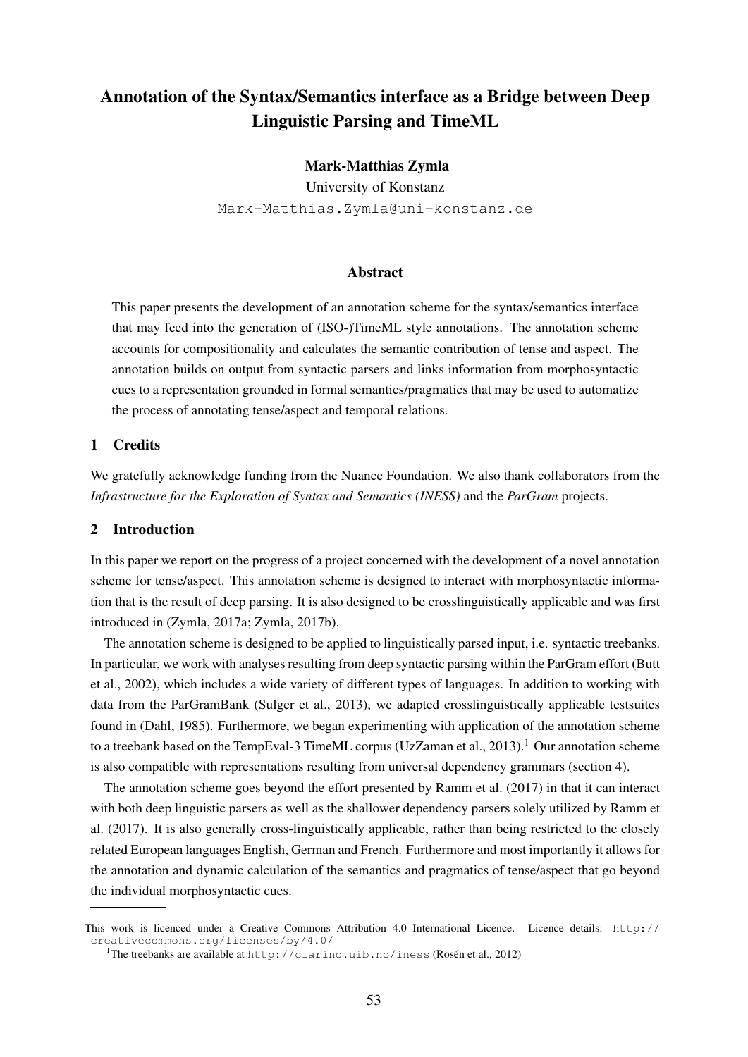# Annotation of the Syntax/Semantics interface as a Bridge between Deep Linguistic Parsing and TimeML

**Mark-Matthias Zymla**

University of Konstanz

Mark-Matthias.Zymla@uni-konstanz.de

### Abstract

This paper presents the development of an annotation scheme for the syntax/semantics interface that may feed into the generation of (ISO-)TimeML style annotations. The annotation scheme accounts for compositionality and calculates the semantic contribution of tense and aspect. The annotation builds on output from syntactic parsers and links information from morphosyntactic cues to a representation grounded in formal semantics/pragmatics that may be used to automatize the process of annotating tense/aspect and temporal relations.

## 1 Credits

We gratefully acknowledge funding from the Nuance Foundation. We also thank collaborators from the *Infrastructure for the Exploration of Syntax and Semantics (INESS)* and the *ParGram* projects.

## 2 Introduction

In this paper we report on the progress of a project concerned with the development of a novel annotation scheme for tense/aspect. This annotation scheme is designed to interact with morphosyntactic information that is the result of deep parsing. It is also designed to be crosslinguistically applicable and was first introduced in (Zymla, 2017a; Zymla, 2017b).

The annotation scheme is designed to be applied to linguistically parsed input, i.e. syntactic treebanks. In particular, we work with analyses resulting from deep syntactic parsing within the ParGram effort (Butt et al., 2002), which includes a wide variety of different types of languages. In addition to working with data from the ParGramBank (Sulger et al., 2013), we adapted crosslinguistically applicable testsuites found in (Dahl, 1985). Furthermore, we began experimenting with application of the annotation scheme to a treebank based on the TempEval-3 TimeML corpus (UzZaman et al., 2013).[1] Our annotation scheme is also compatible with representations resulting from universal dependency grammars (section 4).

The annotation scheme goes beyond the effort presented by Ramm et al. (2017) in that it can interact with both deep linguistic parsers as well as the shallower dependency parsers solely utilized by Ramm et al. (2017). It is also generally cross-linguistically applicable, rather than being restricted to the closely related European languages English, German and French. Furthermore and most importantly it allows for the annotation and dynamic calculation of the semantics and pragmatics of tense/aspect that go beyond the individual morphosyntactic cues.

This work is licenced under a Creative Commons Attribution 4.0 International Licence. Licence details: http://creativecommons.org/licenses/by/4.0/

[1] The treebanks are available at http://clarino.uib.no/iness (Rosén et al., 2012)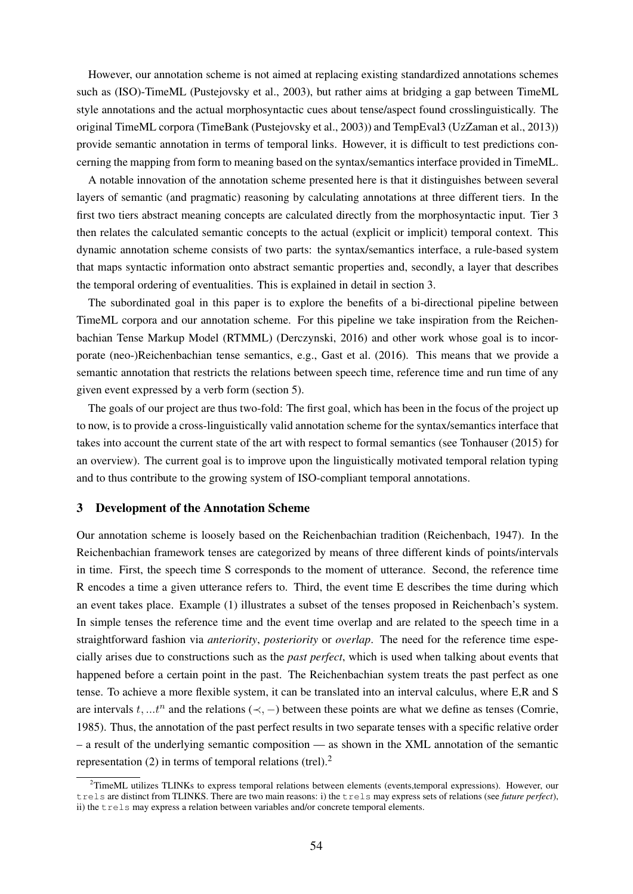However, our annotation scheme is not aimed at replacing existing standardized annotations schemes such as (ISO)-TimeML (Pustejovsky et al., 2003), but rather aims at bridging a gap between TimeML style annotations and the actual morphosyntactic cues about tense/aspect found crosslinguistically. The original TimeML corpora (TimeBank (Pustejovsky et al., 2003)) and TempEval3 (UzZaman et al., 2013)) provide semantic annotation in terms of temporal links. However, it is difficult to test predictions concerning the mapping from form to meaning based on the syntax/semantics interface provided in TimeML.

A notable innovation of the annotation scheme presented here is that it distinguishes between several layers of semantic (and pragmatic) reasoning by calculating annotations at three different tiers. In the first two tiers abstract meaning concepts are calculated directly from the morphosyntactic input. Tier 3 then relates the calculated semantic concepts to the actual (explicit or implicit) temporal context. This dynamic annotation scheme consists of two parts: the syntax/semantics interface, a rule-based system that maps syntactic information onto abstract semantic properties and, secondly, a layer that describes the temporal ordering of eventualities. This is explained in detail in section 3.

The subordinated goal in this paper is to explore the benefits of a bi-directional pipeline between TimeML corpora and our annotation scheme. For this pipeline we take inspiration from the Reichenbachian Tense Markup Model (RTMML) (Derczynski, 2016) and other work whose goal is to incorporate (neo-)Reichenbachian tense semantics, e.g., Gast et al. (2016). This means that we provide a semantic annotation that restricts the relations between speech time, reference time and run time of any given event expressed by a verb form (section 5).

The goals of our project are thus two-fold: The first goal, which has been in the focus of the project up to now, is to provide a cross-linguistically valid annotation scheme for the syntax/semantics interface that takes into account the current state of the art with respect to formal semantics (see Tonhauser (2015) for an overview). The current goal is to improve upon the linguistically motivated temporal relation typing and to thus contribute to the growing system of ISO-compliant temporal annotations.

## 3 Development of the Annotation Scheme

Our annotation scheme is loosely based on the Reichenbachian tradition (Reichenbach, 1947). In the Reichenbachian framework tenses are categorized by means of three different kinds of points/intervals in time. First, the speech time S corresponds to the moment of utterance. Second, the reference time R encodes a time a given utterance refers to. Third, the event time E describes the time during which an event takes place. Example (1) illustrates a subset of the tenses proposed in Reichenbach's system. In simple tenses the reference time and the event time overlap and are related to the speech time in a straightforward fashion via *anteriority*, *posteriority* or *overlap*. The need for the reference time especially arises due to constructions such as the *past perfect*, which is used when talking about events that happened before a certain point in the past. The Reichenbachian system treats the past perfect as one tense. To achieve a more flexible system, it can be translated into an interval calculus, where E,R and S are intervals $t, ...t^n$ and the relations $(\prec, -)$ between these points are what we define as tenses (Comrie, 1985). Thus, the annotation of the past perfect results in two separate tenses with a specific relative order – a result of the underlying semantic composition — as shown in the XML annotation of the semantic representation (2) in terms of temporal relations (trel).[2]

[2] TimeML utilizes TLINKs to express temporal relations between elements (events,temporal expressions). However, our `trels` are distinct from TLINKS. There are two main reasons: i) the `trels` may express sets of relations (see *future perfect*), ii) the `trels` may express a relation between variables and/or concrete temporal elements.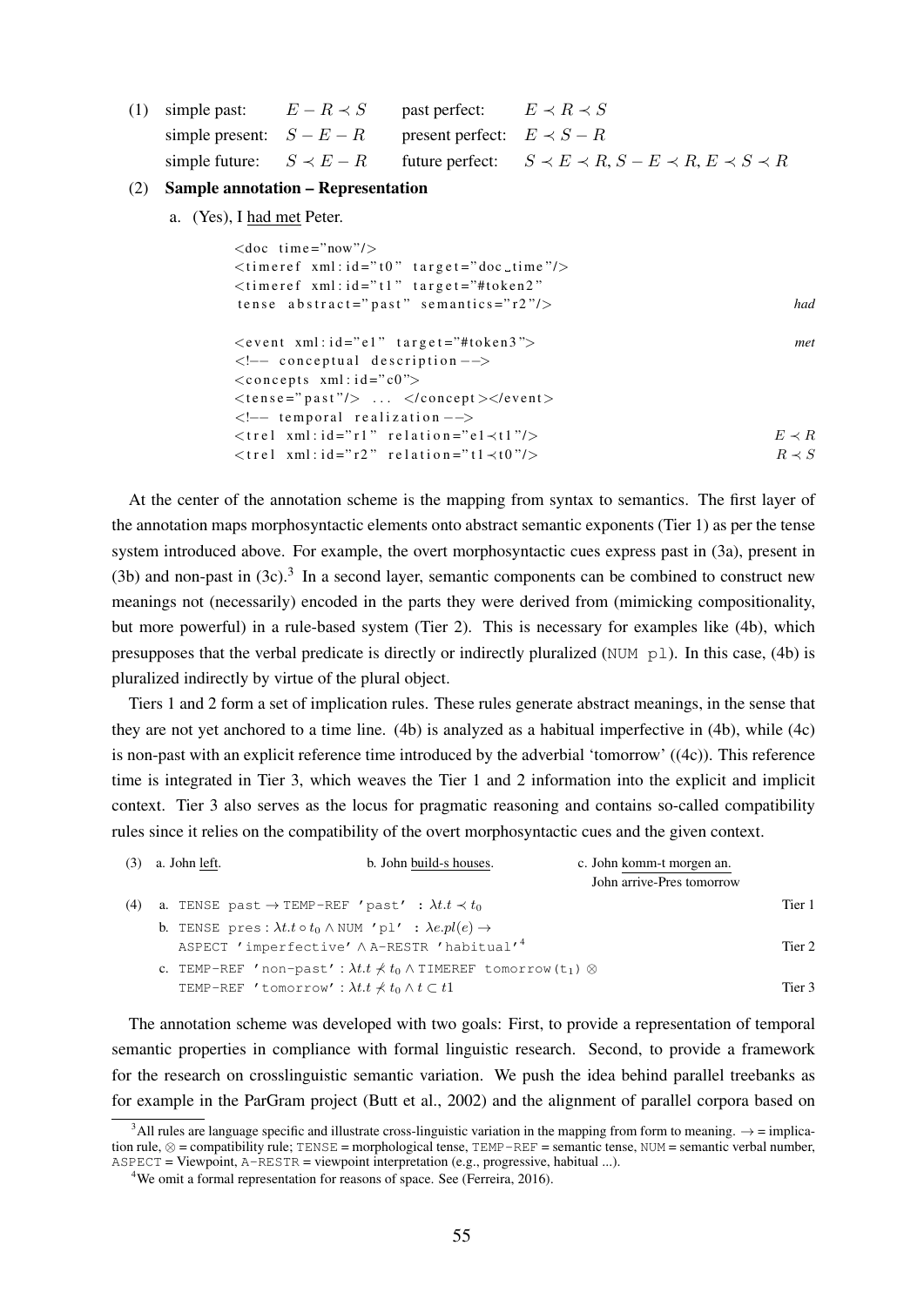(1) simple past: $E - R \prec S$ past perfect: $E \prec R \prec S$
simple present: $S - E - R$ present perfect: $E \prec S - R$
simple future: $S \prec E - R$ future perfect: $S \prec E \prec R, S - E \prec R, E \prec S \prec R$

(2) **Sample annotation – Representation**

a. (Yes), I had met Peter.

```
<doc time="now"/>
<timeref xml:id="t0" target="doc_time"/>
<timeref xml:id="t1" target="#token2"
 tense abstract="past" semantics="r2"/>                         had

<event xml:id="e1" target="#token3">                            met
<!-- conceptual description -->
<concepts xml:id="c0">
<tense="past"/> ... </concept></event>
<!-- temporal realization -->
<trel xml:id="r1" relation="e1≺t1"/>                            E ≺ R
<trel xml:id="r2" relation="t1≺t0"/>                            R ≺ S
```

At the center of the annotation scheme is the mapping from syntax to semantics. The first layer of the annotation maps morphosyntactic elements onto abstract semantic exponents (Tier 1) as per the tense system introduced above. For example, the overt morphosyntactic cues express past in (3a), present in (3b) and non-past in (3c).[3] In a second layer, semantic components can be combined to construct new meanings not (necessarily) encoded in the parts they were derived from (mimicking compositionality, but more powerful) in a rule-based system (Tier 2). This is necessary for examples like (4b), which presupposes that the verbal predicate is directly or indirectly pluralized (`NUM pl`). In this case, (4b) is pluralized indirectly by virtue of the plural object.

Tiers 1 and 2 form a set of implication rules. These rules generate abstract meanings, in the sense that they are not yet anchored to a time line. (4b) is analyzed as a habitual imperfective in (4b), while (4c) is non-past with an explicit reference time introduced by the adverbial 'tomorrow' ((4c)). This reference time is integrated in Tier 3, which weaves the Tier 1 and 2 information into the explicit and implicit context. Tier 3 also serves as the locus for pragmatic reasoning and contains so-called compatibility rules since it relies on the compatibility of the overt morphosyntactic cues and the given context.

(3) a. John left. b. John build-s houses. c. John komm-t morgen an.
John arrive-Pres tomorrow

(4) a. `TENSE past` $\rightarrow$ `TEMP-REF 'past'` : $\lambda t.t \prec t_0$ — Tier 1

b. `TENSE pres` : $\lambda t.t \circ t_0 \wedge$ `NUM 'pl'` : $\lambda e.pl(e) \rightarrow$
`ASPECT 'imperfective'` $\wedge$ `A-RESTR 'habitual'`[4] — Tier 2

c. `TEMP-REF 'non-past'` : $\lambda t.t \not\prec t_0 \wedge$ `TIMEREF tomorrow(t`$_1$`)` $\otimes$
`TEMP-REF 'tomorrow'` : $\lambda t.t \not\prec t_0 \wedge t \subset t1$ — Tier 3

The annotation scheme was developed with two goals: First, to provide a representation of temporal semantic properties in compliance with formal linguistic research. Second, to provide a framework for the research on crosslinguistic semantic variation. We push the idea behind parallel treebanks as for example in the ParGram project (Butt et al., 2002) and the alignment of parallel corpora based on

[3] All rules are language specific and illustrate cross-linguistic variation in the mapping from form to meaning. $\rightarrow$ = implication rule, $\otimes$ = compatibility rule; `TENSE` = morphological tense, `TEMP-REF` = semantic tense, `NUM` = semantic verbal number, `ASPECT` = Viewpoint, `A-RESTR` = viewpoint interpretation (e.g., progressive, habitual ...).

[4] We omit a formal representation for reasons of space. See (Ferreira, 2016).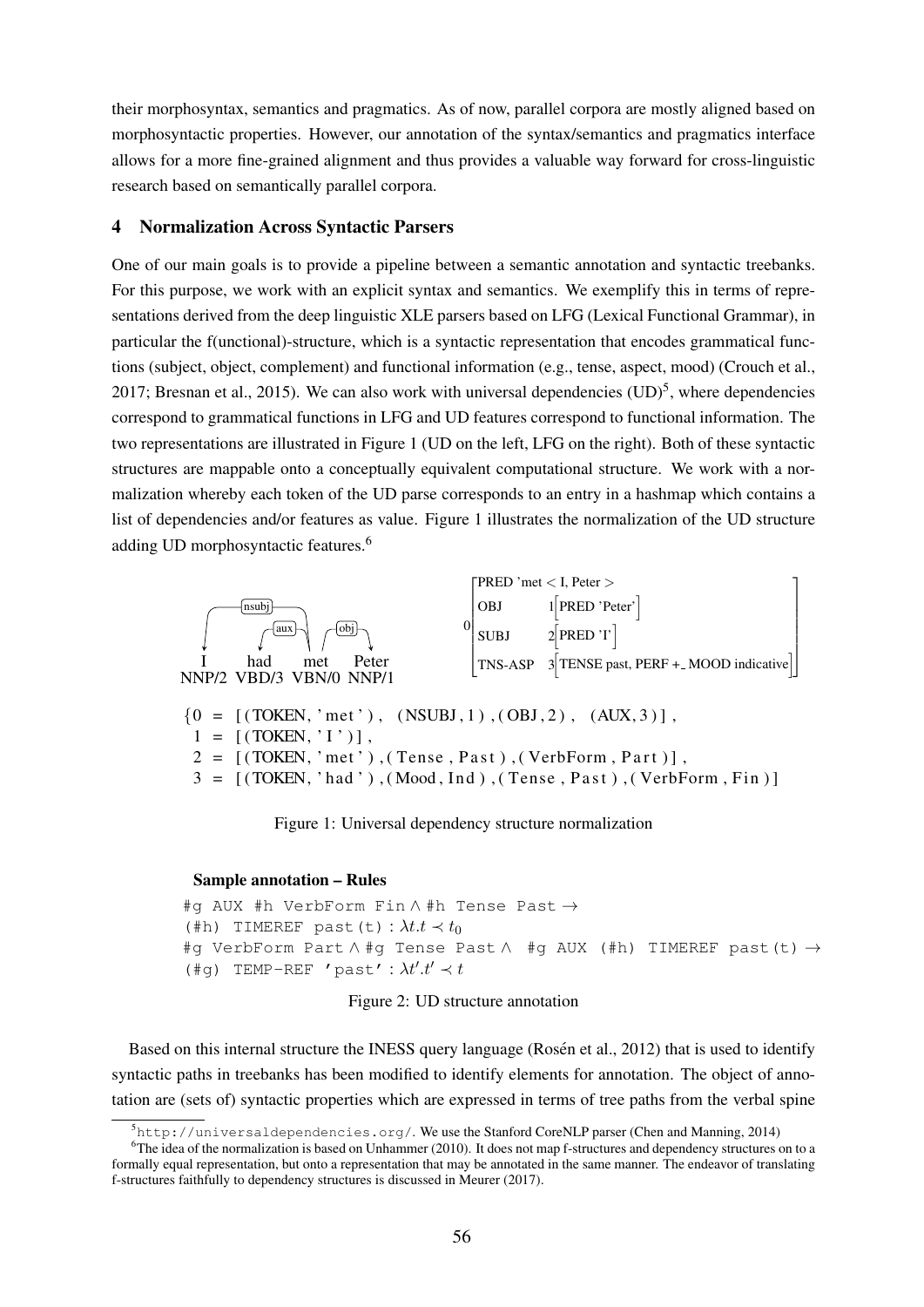their morphosyntax, semantics and pragmatics. As of now, parallel corpora are mostly aligned based on morphosyntactic properties. However, our annotation of the syntax/semantics and pragmatics interface allows for a more fine-grained alignment and thus provides a valuable way forward for cross-linguistic research based on semantically parallel corpora.

## 4 Normalization Across Syntactic Parsers

One of our main goals is to provide a pipeline between a semantic annotation and syntactic treebanks. For this purpose, we work with an explicit syntax and semantics. We exemplify this in terms of representations derived from the deep linguistic XLE parsers based on LFG (Lexical Functional Grammar), in particular the f(unctional)-structure, which is a syntactic representation that encodes grammatical functions (subject, object, complement) and functional information (e.g., tense, aspect, mood) (Crouch et al., 2017; Bresnan et al., 2015). We can also work with universal dependencies (UD)[5], where dependencies correspond to grammatical functions in LFG and UD features correspond to functional information. The two representations are illustrated in Figure 1 (UD on the left, LFG on the right). Both of these syntactic structures are mappable onto a conceptually equivalent computational structure. We work with a normalization whereby each token of the UD parse corresponds to an entry in a hashmap which contains a list of dependencies and/or features as value. Figure 1 illustrates the normalization of the UD structure adding UD morphosyntactic features.[6]

```
      nsubj
   ┌─────────────┐
   │     aux     │   obj
   ↓     ↓       │  ──→
   I    had     met    Peter
NNP/2 VBD/3 VBN/0 NNP/1
```

$$0\begin{bmatrix} \text{PRED 'met} < \text{I, Peter} > & \\ \text{OBJ} & 1\begin{bmatrix}\text{PRED 'Peter'}\end{bmatrix} \\ \text{SUBJ} & 2\begin{bmatrix}\text{PRED 'I'}\end{bmatrix} \\ \text{TNS-ASP} & 3\begin{bmatrix}\text{TENSE past, PERF +\_ MOOD indicative}\end{bmatrix} \end{bmatrix}$$

```
{0 = [(TOKEN, 'met'), (NSUBJ,1),(OBJ,2), (AUX,3)],
 1 = [(TOKEN, 'I')],
 2 = [(TOKEN, 'met'),(Tense, Past),(VerbForm, Part)],
 3 = [(TOKEN, 'had'),(Mood, Ind),(Tense, Past),(VerbForm, Fin)]
```

Figure 1: Universal dependency structure normalization

**Sample annotation – Rules**

#g AUX #h VerbForm Fin ∧ #h Tense Past →
(#h) TIMEREF past(t) : $\lambda t.t \prec t_0$
#g VerbForm Part ∧ #g Tense Past ∧ #g AUX (#h) TIMEREF past(t) →
(#g) TEMP-REF 'past' : $\lambda t'.t' \prec t$

Figure 2: UD structure annotation

Based on this internal structure the INESS query language (Rosén et al., 2012) that is used to identify syntactic paths in treebanks has been modified to identify elements for annotation. The object of annotation are (sets of) syntactic properties which are expressed in terms of tree paths from the verbal spine

[5] http://universaldependencies.org/. We use the Stanford CoreNLP parser (Chen and Manning, 2014)

[6] The idea of the normalization is based on Unhammer (2010). It does not map f-structures and dependency structures on to a formally equal representation, but onto a representation that may be annotated in the same manner. The endeavor of translating f-structures faithfully to dependency structures is discussed in Meurer (2017).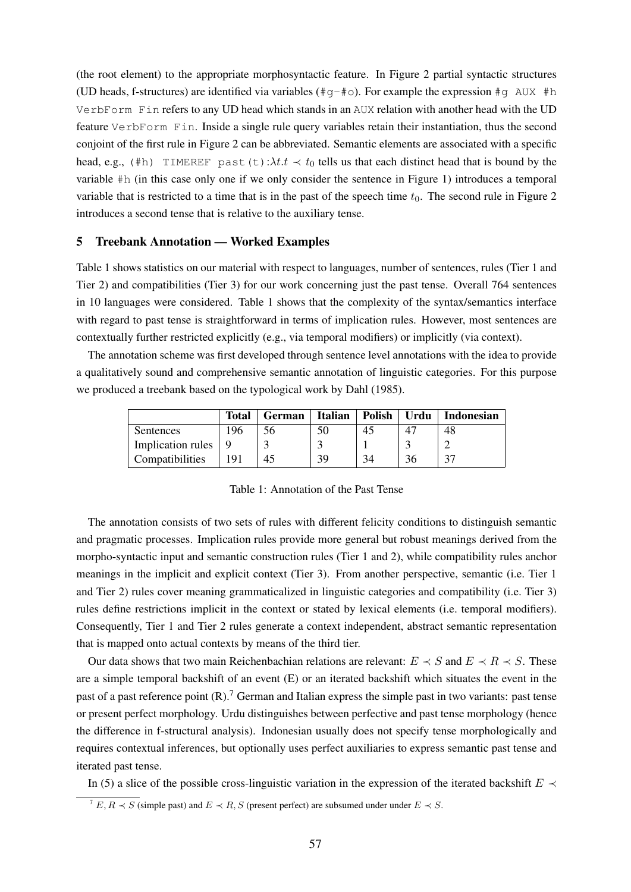(the root element) to the appropriate morphosyntactic feature. In Figure 2 partial syntactic structures (UD heads, f-structures) are identified via variables (`#g`-`#o`). For example the expression `#g AUX #h VerbForm Fin` refers to any UD head which stands in an `AUX` relation with another head with the UD feature `VerbForm Fin`. Inside a single rule query variables retain their instantiation, thus the second conjoint of the first rule in Figure 2 can be abbreviated. Semantic elements are associated with a specific head, e.g., `(#h) TIMEREF past(t)`:$\lambda t.t \prec t_0$ tells us that each distinct head that is bound by the variable `#h` (in this case only one if we only consider the sentence in Figure 1) introduces a temporal variable that is restricted to a time that is in the past of the speech time $t_0$. The second rule in Figure 2 introduces a second tense that is relative to the auxiliary tense.

## 5 Treebank Annotation — Worked Examples

Table 1 shows statistics on our material with respect to languages, number of sentences, rules (Tier 1 and Tier 2) and compatibilities (Tier 3) for our work concerning just the past tense. Overall 764 sentences in 10 languages were considered. Table 1 shows that the complexity of the syntax/semantics interface with regard to past tense is straightforward in terms of implication rules. However, most sentences are contextually further restricted explicitly (e.g., via temporal modifiers) or implicitly (via context).

The annotation scheme was first developed through sentence level annotations with the idea to provide a qualitatively sound and comprehensive semantic annotation of linguistic categories. For this purpose we produced a treebank based on the typological work by Dahl (1985).

| | **Total** | **German** | **Italian** | **Polish** | **Urdu** | **Indonesian** |
|---|---|---|---|---|---|---|
| Sentences | 196 | 56 | 50 | 45 | 47 | 48 |
| Implication rules | 9 | 3 | 3 | 1 | 3 | 2 |
| Compatibilities | 191 | 45 | 39 | 34 | 36 | 37 |

Table 1: Annotation of the Past Tense

The annotation consists of two sets of rules with different felicity conditions to distinguish semantic and pragmatic processes. Implication rules provide more general but robust meanings derived from the morpho-syntactic input and semantic construction rules (Tier 1 and 2), while compatibility rules anchor meanings in the implicit and explicit context (Tier 3). From another perspective, semantic (i.e. Tier 1 and Tier 2) rules cover meaning grammaticalized in linguistic categories and compatibility (i.e. Tier 3) rules define restrictions implicit in the context or stated by lexical elements (i.e. temporal modifiers). Consequently, Tier 1 and Tier 2 rules generate a context independent, abstract semantic representation that is mapped onto actual contexts by means of the third tier.

Our data shows that two main Reichenbachian relations are relevant: $E \prec S$ and $E \prec R \prec S$. These are a simple temporal backshift of an event (E) or an iterated backshift which situates the event in the past of a past reference point (R).[7] German and Italian express the simple past in two variants: past tense or present perfect morphology. Urdu distinguishes between perfective and past tense morphology (hence the difference in f-structural analysis). Indonesian usually does not specify tense morphologically and requires contextual inferences, but optionally uses perfect auxiliaries to express semantic past tense and iterated past tense.

In (5) a slice of the possible cross-linguistic variation in the expression of the iterated backshift $E \prec$

[7] $E, R \prec S$ (simple past) and $E \prec R, S$ (present perfect) are subsumed under under $E \prec S$.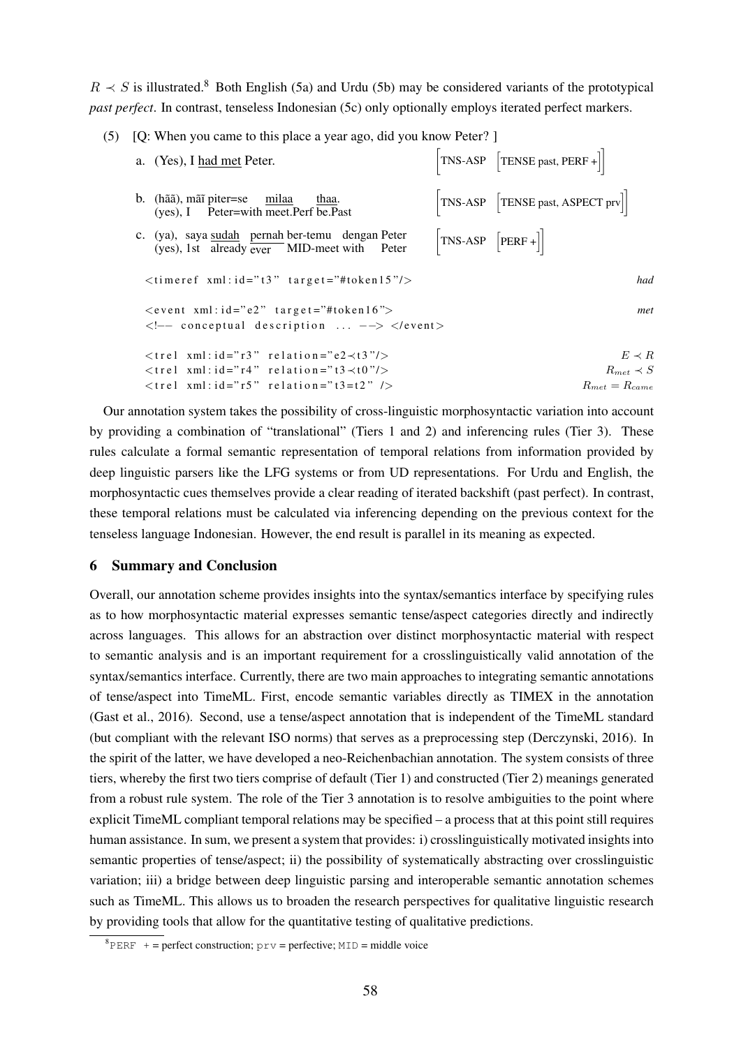$R \prec S$ is illustrated.[8] Both English (5a) and Urdu (5b) may be considered variants of the prototypical *past perfect*. In contrast, tenseless Indonesian (5c) only optionally employs iterated perfect markers.

(5) [Q: When you came to this place a year ago, did you know Peter? ]

a. (Yes), I <u>had met</u> Peter. $\left[\text{TNS-ASP} \left[\text{TENSE past, PERF +}\right]\right]$

b. (hãã), mãĩ piter=se <u>milaa</u> <u>thaa</u>.
(yes), I Peter=with meet.Perf be.Past $\left[\text{TNS-ASP} \left[\text{TENSE past, ASPECT prv}\right]\right]$

c. (ya), saya <u>sudah</u> <u>pernah</u> ber-temu dengan Peter
(yes), 1st already ever MID-meet with Peter $\left[\text{TNS-ASP} \left[\text{PERF +}\right]\right]$

```
<timeref xml:id="t3" target="#token15"/>                    had

<event xml:id="e2" target="#token16">                        met
<!-- conceptual description ... --> </event>

<trel xml:id="r3" relation="e2≺t3"/>                         E ≺ R
<trel xml:id="r4" relation="t3≺t0"/>                         R_met ≺ S
<trel xml:id="r5" relation="t3=t2" />                        R_met = R_came
```

Our annotation system takes the possibility of cross-linguistic morphosyntactic variation into account by providing a combination of "translational" (Tiers 1 and 2) and inferencing rules (Tier 3). These rules calculate a formal semantic representation of temporal relations from information provided by deep linguistic parsers like the LFG systems or from UD representations. For Urdu and English, the morphosyntactic cues themselves provide a clear reading of iterated backshift (past perfect). In contrast, these temporal relations must be calculated via inferencing depending on the previous context for the tenseless language Indonesian. However, the end result is parallel in its meaning as expected.

## 6 Summary and Conclusion

Overall, our annotation scheme provides insights into the syntax/semantics interface by specifying rules as to how morphosyntactic material expresses semantic tense/aspect categories directly and indirectly across languages. This allows for an abstraction over distinct morphosyntactic material with respect to semantic analysis and is an important requirement for a crosslinguistically valid annotation of the syntax/semantics interface. Currently, there are two main approaches to integrating semantic annotations of tense/aspect into TimeML. First, encode semantic variables directly as TIMEX in the annotation (Gast et al., 2016). Second, use a tense/aspect annotation that is independent of the TimeML standard (but compliant with the relevant ISO norms) that serves as a preprocessing step (Derczynski, 2016). In the spirit of the latter, we have developed a neo-Reichenbachian annotation. The system consists of three tiers, whereby the first two tiers comprise of default (Tier 1) and constructed (Tier 2) meanings generated from a robust rule system. The role of the Tier 3 annotation is to resolve ambiguities to the point where explicit TimeML compliant temporal relations may be specified – a process that at this point still requires human assistance. In sum, we present a system that provides: i) crosslinguistically motivated insights into semantic properties of tense/aspect; ii) the possibility of systematically abstracting over crosslinguistic variation; iii) a bridge between deep linguistic parsing and interoperable semantic annotation schemes such as TimeML. This allows us to broaden the research perspectives for qualitative linguistic research by providing tools that allow for the quantitative testing of qualitative predictions.

[8] PERF + = perfect construction; prv = perfective; MID = middle voice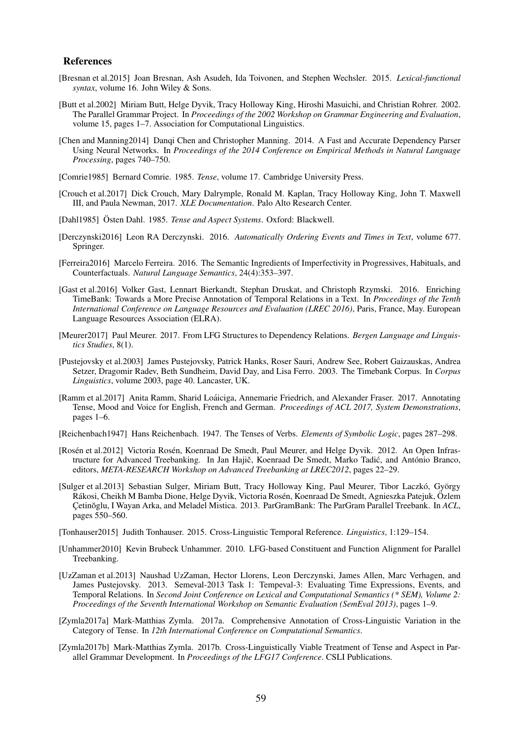## References

[Bresnan et al.2015] Joan Bresnan, Ash Asudeh, Ida Toivonen, and Stephen Wechsler. 2015. *Lexical-functional syntax*, volume 16. John Wiley & Sons.

[Butt et al.2002] Miriam Butt, Helge Dyvik, Tracy Holloway King, Hiroshi Masuichi, and Christian Rohrer. 2002. The Parallel Grammar Project. In *Proceedings of the 2002 Workshop on Grammar Engineering and Evaluation*, volume 15, pages 1–7. Association for Computational Linguistics.

[Chen and Manning2014] Danqi Chen and Christopher Manning. 2014. A Fast and Accurate Dependency Parser Using Neural Networks. In *Proceedings of the 2014 Conference on Empirical Methods in Natural Language Processing*, pages 740–750.

[Comrie1985] Bernard Comrie. 1985. *Tense*, volume 17. Cambridge University Press.

[Crouch et al.2017] Dick Crouch, Mary Dalrymple, Ronald M. Kaplan, Tracy Holloway King, John T. Maxwell III, and Paula Newman, 2017. *XLE Documentation*. Palo Alto Research Center.

[Dahl1985] Östen Dahl. 1985. *Tense and Aspect Systems*. Oxford: Blackwell.

[Derczynski2016] Leon RA Derczynski. 2016. *Automatically Ordering Events and Times in Text*, volume 677. Springer.

[Ferreira2016] Marcelo Ferreira. 2016. The Semantic Ingredients of Imperfectivity in Progressives, Habituals, and Counterfactuals. *Natural Language Semantics*, 24(4):353–397.

[Gast et al.2016] Volker Gast, Lennart Bierkandt, Stephan Druskat, and Christoph Rzymski. 2016. Enriching TimeBank: Towards a More Precise Annotation of Temporal Relations in a Text. In *Proceedings of the Tenth International Conference on Language Resources and Evaluation (LREC 2016)*, Paris, France, May. European Language Resources Association (ELRA).

[Meurer2017] Paul Meurer. 2017. From LFG Structures to Dependency Relations. *Bergen Language and Linguistics Studies*, 8(1).

[Pustejovsky et al.2003] James Pustejovsky, Patrick Hanks, Roser Sauri, Andrew See, Robert Gaizauskas, Andrea Setzer, Dragomir Radev, Beth Sundheim, David Day, and Lisa Ferro. 2003. The Timebank Corpus. In *Corpus Linguistics*, volume 2003, page 40. Lancaster, UK.

[Ramm et al.2017] Anita Ramm, Sharid Loáiciga, Annemarie Friedrich, and Alexander Fraser. 2017. Annotating Tense, Mood and Voice for English, French and German. *Proceedings of ACL 2017, System Demonstrations*, pages 1–6.

[Reichenbach1947] Hans Reichenbach. 1947. The Tenses of Verbs. *Elements of Symbolic Logic*, pages 287–298.

[Rosén et al.2012] Victoria Rosén, Koenraad De Smedt, Paul Meurer, and Helge Dyvik. 2012. An Open Infrastructure for Advanced Treebanking. In Jan Hajič, Koenraad De Smedt, Marko Tadić, and António Branco, editors, *META-RESEARCH Workshop on Advanced Treebanking at LREC2012*, pages 22–29.

[Sulger et al.2013] Sebastian Sulger, Miriam Butt, Tracy Holloway King, Paul Meurer, Tibor Laczkó, György Rákosi, Cheikh M Bamba Dione, Helge Dyvik, Victoria Rosén, Koenraad De Smedt, Agnieszka Patejuk, Özlem Çetinŏglu, I Wayan Arka, and Meladel Mistica. 2013. ParGramBank: The ParGram Parallel Treebank. In *ACL*, pages 550–560.

[Tonhauser2015] Judith Tonhauser. 2015. Cross-Linguistic Temporal Reference. *Linguistics*, 1:129–154.

[Unhammer2010] Kevin Brubeck Unhammer. 2010. LFG-based Constituent and Function Alignment for Parallel Treebanking.

[UzZaman et al.2013] Naushad UzZaman, Hector Llorens, Leon Derczynski, James Allen, Marc Verhagen, and James Pustejovsky. 2013. Semeval-2013 Task 1: Tempeval-3: Evaluating Time Expressions, Events, and Temporal Relations. In *Second Joint Conference on Lexical and Computational Semantics (* SEM), Volume 2: Proceedings of the Seventh International Workshop on Semantic Evaluation (SemEval 2013)*, pages 1–9.

[Zymla2017a] Mark-Matthias Zymla. 2017a. Comprehensive Annotation of Cross-Linguistic Variation in the Category of Tense. In *12th International Conference on Computational Semantics*.

[Zymla2017b] Mark-Matthias Zymla. 2017b. Cross-Linguistically Viable Treatment of Tense and Aspect in Parallel Grammar Development. In *Proceedings of the LFG17 Conference*. CSLI Publications.